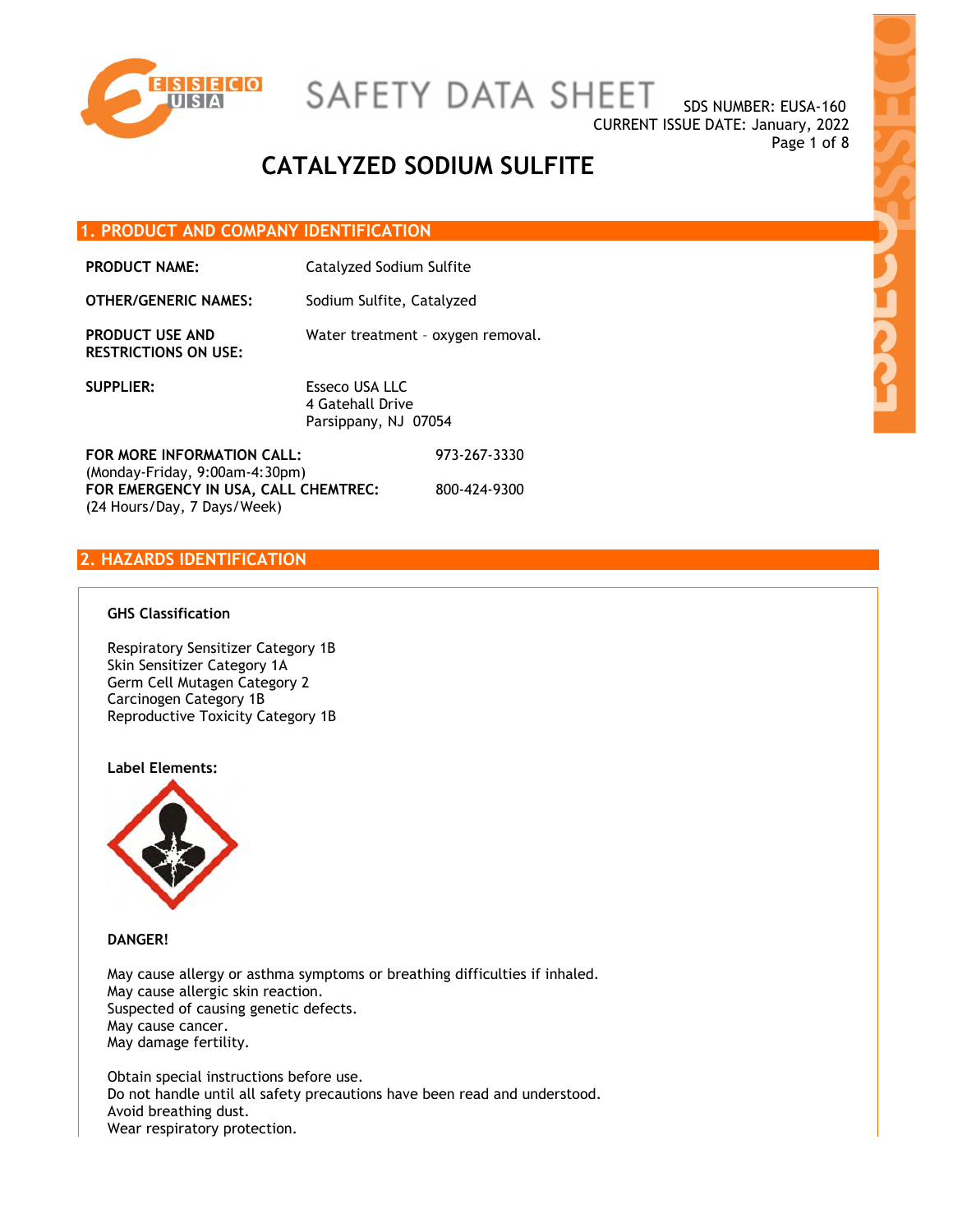# SAFETY DATA SHEET

SDS NUMBER: EUSA-160
CURRENT ISSUE DATE: January, 2022

# CATALYZED SODIUM SULFITE

## 1. PRODUCT AND COMPANY IDENTIFICATION

**PRODUCT NAME:** Catalyzed Sodium Sulfite

**OTHER/GENERIC NAMES:** Sodium Sulfite, Catalyzed

**PRODUCT USE AND RESTRICTIONS ON USE:** Water treatment – oxygen removal.

**SUPPLIER:** Esseco USA LLC
4 Gatehall Drive
Parsippany, NJ 07054

**FOR MORE INFORMATION CALL:** 973-267-3330
(Monday-Friday, 9:00am-4:30pm)

**FOR EMERGENCY IN USA, CALL CHEMTREC:** 800-424-9300
(24 Hours/Day, 7 Days/Week)

## 2. HAZARDS IDENTIFICATION

**GHS Classification**

Respiratory Sensitizer Category 1B
Skin Sensitizer Category 1A
Germ Cell Mutagen Category 2
Carcinogen Category 1B
Reproductive Toxicity Category 1B

**Label Elements:**

**DANGER!**

May cause allergy or asthma symptoms or breathing difficulties if inhaled.
May cause allergic skin reaction.
Suspected of causing genetic defects.
May cause cancer.
May damage fertility.

Obtain special instructions before use.
Do not handle until all safety precautions have been read and understood.
Avoid breathing dust.
Wear respiratory protection.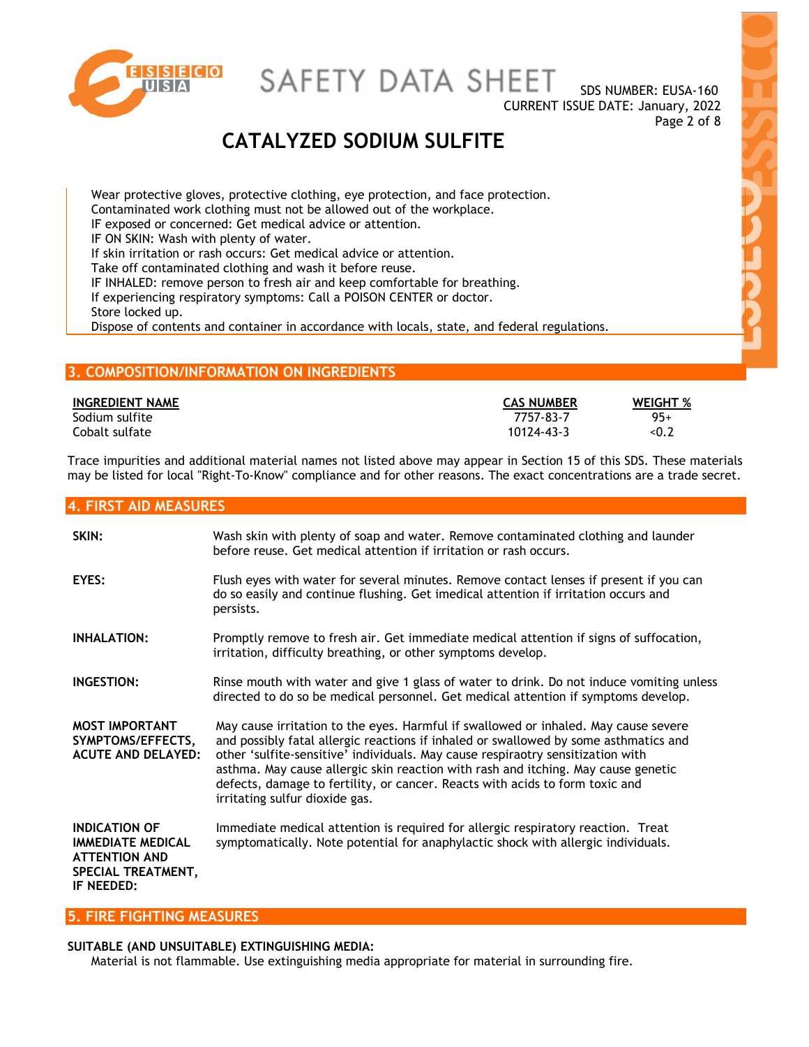Wear protective gloves, protective clothing, eye protection, and face protection.
Contaminated work clothing must not be allowed out of the workplace.
IF exposed or concerned: Get medical advice or attention.
IF ON SKIN: Wash with plenty of water.
If skin irritation or rash occurs: Get medical advice or attention.
Take off contaminated clothing and wash it before reuse.
IF INHALED: remove person to fresh air and keep comfortable for breathing.
If experiencing respiratory symptoms: Call a POISON CENTER or doctor.
Store locked up.
Dispose of contents and container in accordance with locals, state, and federal regulations.

## 3. COMPOSITION/INFORMATION ON INGREDIENTS

| INGREDIENT NAME | CAS NUMBER | WEIGHT % |
|---|---|---|
| Sodium sulfite | 7757-83-7 | 95+ |
| Cobalt sulfate | 10124-43-3 | <0.2 |

Trace impurities and additional material names not listed above may appear in Section 15 of this SDS. These materials may be listed for local "Right-To-Know" compliance and for other reasons. The exact concentrations are a trade secret.

## 4. FIRST AID MEASURES

**SKIN:** Wash skin with plenty of soap and water. Remove contaminated clothing and launder before reuse. Get medical attention if irritation or rash occurs.

**EYES:** Flush eyes with water for several minutes. Remove contact lenses if present if you can do so easily and continue flushing. Get imedical attention if irritation occurs and persists.

**INHALATION:** Promptly remove to fresh air. Get immediate medical attention if signs of suffocation, irritation, difficulty breathing, or other symptoms develop.

**INGESTION:** Rinse mouth with water and give 1 glass of water to drink. Do not induce vomiting unless directed to do so be medical personnel. Get medical attention if symptoms develop.

**MOST IMPORTANT SYMPTOMS/EFFECTS, ACUTE AND DELAYED:** May cause irritation to the eyes. Harmful if swallowed or inhaled. May cause severe and possibly fatal allergic reactions if inhaled or swallowed by some asthmatics and other 'sulfite-sensitive' individuals. May cause respiraotry sensitization with asthma. May cause allergic skin reaction with rash and itching. May cause genetic defects, damage to fertility, or cancer. Reacts with acids to form toxic and irritating sulfur dioxide gas.

**INDICATION OF IMMEDIATE MEDICAL ATTENTION AND SPECIAL TREATMENT, IF NEEDED:** Immediate medical attention is required for allergic respiratory reaction. Treat symptomatically. Note potential for anaphylactic shock with allergic individuals.

## 5. FIRE FIGHTING MEASURES

**SUITABLE (AND UNSUITABLE) EXTINGUISHING MEDIA:**
Material is not flammable. Use extinguishing media appropriate for material in surrounding fire.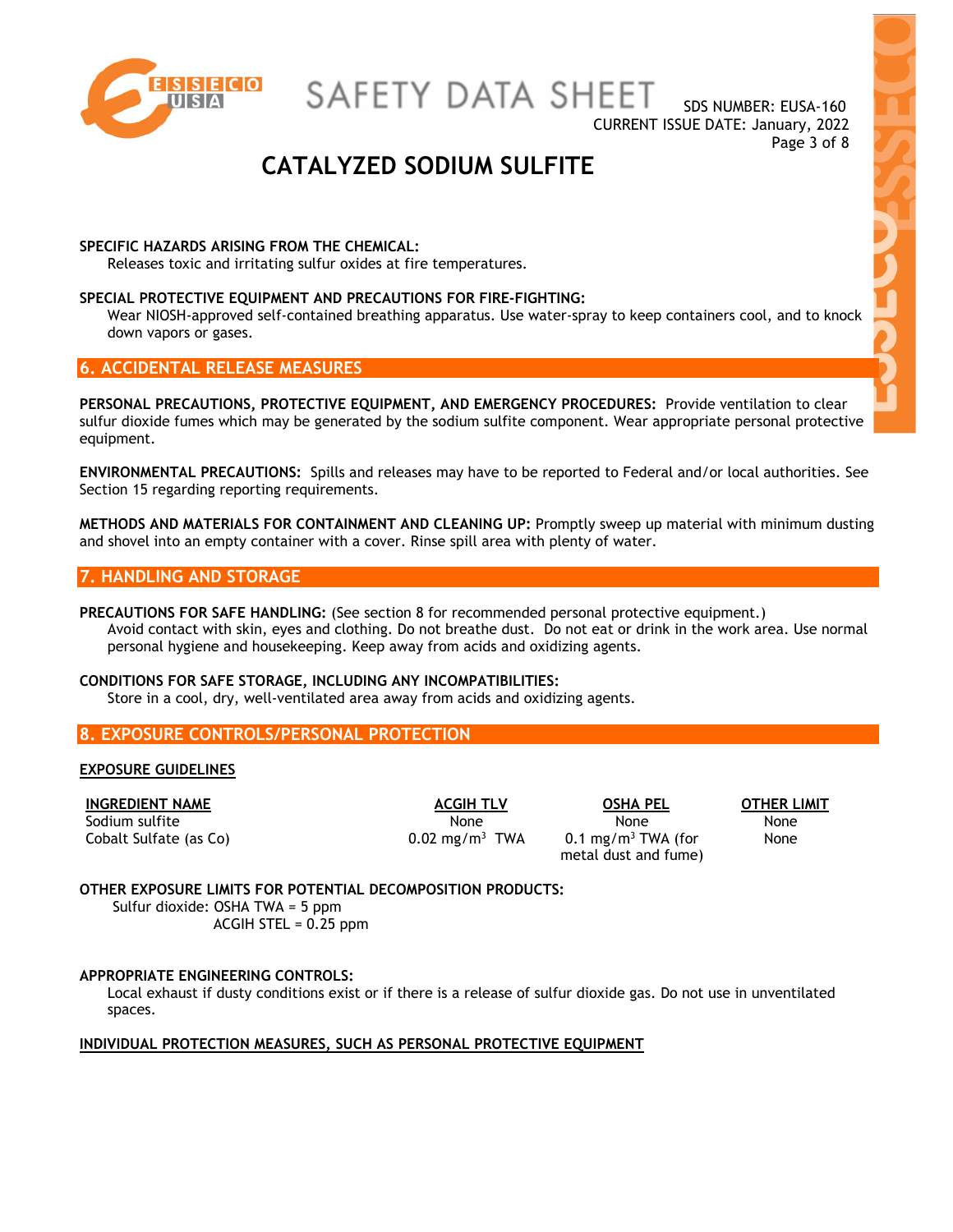**SPECIFIC HAZARDS ARISING FROM THE CHEMICAL:**
Releases toxic and irritating sulfur oxides at fire temperatures.

**SPECIAL PROTECTIVE EQUIPMENT AND PRECAUTIONS FOR FIRE-FIGHTING:**
Wear NIOSH-approved self-contained breathing apparatus. Use water-spray to keep containers cool, and to knock down vapors or gases.

## 6. ACCIDENTAL RELEASE MEASURES

**PERSONAL PRECAUTIONS, PROTECTIVE EQUIPMENT, AND EMERGENCY PROCEDURES:** Provide ventilation to clear sulfur dioxide fumes which may be generated by the sodium sulfite component. Wear appropriate personal protective equipment.

**ENVIRONMENTAL PRECAUTIONS:** Spills and releases may have to be reported to Federal and/or local authorities. See Section 15 regarding reporting requirements.

**METHODS AND MATERIALS FOR CONTAINMENT AND CLEANING UP:** Promptly sweep up material with minimum dusting and shovel into an empty container with a cover. Rinse spill area with plenty of water.

## 7. HANDLING AND STORAGE

**PRECAUTIONS FOR SAFE HANDLING:** (See section 8 for recommended personal protective equipment.)
Avoid contact with skin, eyes and clothing. Do not breathe dust. Do not eat or drink in the work area. Use normal personal hygiene and housekeeping. Keep away from acids and oxidizing agents.

**CONDITIONS FOR SAFE STORAGE, INCLUDING ANY INCOMPATIBILITIES:**
Store in a cool, dry, well-ventilated area away from acids and oxidizing agents.

## 8. EXPOSURE CONTROLS/PERSONAL PROTECTION

**EXPOSURE GUIDELINES**

| INGREDIENT NAME | ACGIH TLV | OSHA PEL | OTHER LIMIT |
|---|---|---|---|
| Sodium sulfite | None | None | None |
| Cobalt Sulfate (as Co) | 0.02 mg/m$^3$ TWA | 0.1 mg/m$^3$ TWA (for metal dust and fume) | None |

**OTHER EXPOSURE LIMITS FOR POTENTIAL DECOMPOSITION PRODUCTS:**
Sulfur dioxide: OSHA TWA = 5 ppm
ACGIH STEL = 0.25 ppm

**APPROPRIATE ENGINEERING CONTROLS:**
Local exhaust if dusty conditions exist or if there is a release of sulfur dioxide gas. Do not use in unventilated spaces.

**INDIVIDUAL PROTECTION MEASURES, SUCH AS PERSONAL PROTECTIVE EQUIPMENT**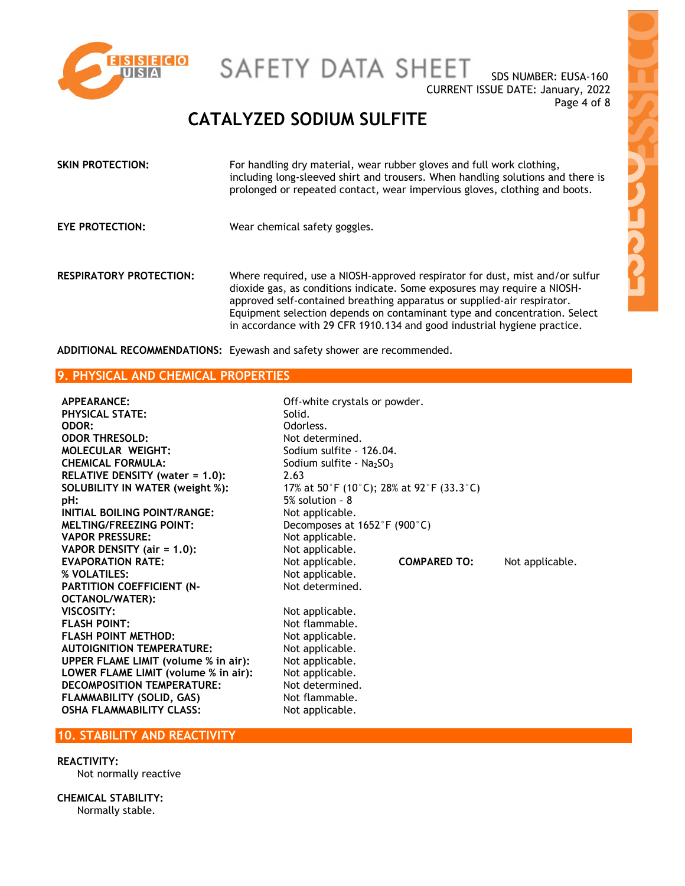# CATALYZED SODIUM SULFITE

**SKIN PROTECTION:** For handling dry material, wear rubber gloves and full work clothing, including long-sleeved shirt and trousers. When handling solutions and there is prolonged or repeated contact, wear impervious gloves, clothing and boots.

**EYE PROTECTION:** Wear chemical safety goggles.

**RESPIRATORY PROTECTION:** Where required, use a NIOSH-approved respirator for dust, mist and/or sulfur dioxide gas, as conditions indicate. Some exposures may require a NIOSH-approved self-contained breathing apparatus or supplied-air respirator. Equipment selection depends on contaminant type and concentration. Select in accordance with 29 CFR 1910.134 and good industrial hygiene practice.

**ADDITIONAL RECOMMENDATIONS:** Eyewash and safety shower are recommended.

## 9. PHYSICAL AND CHEMICAL PROPERTIES

| | | | |
|---|---|---|---|
| **APPEARANCE:** | Off-white crystals or powder. | | |
| **PHYSICAL STATE:** | Solid. | | |
| **ODOR:** | Odorless. | | |
| **ODOR THRESOLD:** | Not determined. | | |
| **MOLECULAR WEIGHT:** | Sodium sulfite - 126.04. | | |
| **CHEMICAL FORMULA:** | Sodium sulfite - $Na_2SO_3$ | | |
| **RELATIVE DENSITY (water = 1.0):** | 2.63 | | |
| **SOLUBILITY IN WATER (weight %):** | 17% at 50°F (10°C); 28% at 92°F (33.3°C) | | |
| **pH:** | 5% solution – 8 | | |
| **INITIAL BOILING POINT/RANGE:** | Not applicable. | | |
| **MELTING/FREEZING POINT:** | Decomposes at 1652°F (900°C) | | |
| **VAPOR PRESSURE:** | Not applicable. | | |
| **VAPOR DENSITY (air = 1.0):** | Not applicable. | | |
| **EVAPORATION RATE:** | Not applicable. | **COMPARED TO:** | Not applicable. |
| **% VOLATILES:** | Not applicable. | | |
| **PARTITION COEFFICIENT (N-OCTANOL/WATER):** | Not determined. | | |
| **VISCOSITY:** | Not applicable. | | |
| **FLASH POINT:** | Not flammable. | | |
| **FLASH POINT METHOD:** | Not applicable. | | |
| **AUTOIGNITION TEMPERATURE:** | Not applicable. | | |
| **UPPER FLAME LIMIT (volume % in air):** | Not applicable. | | |
| **LOWER FLAME LIMIT (volume % in air):** | Not applicable. | | |
| **DECOMPOSITION TEMPERATURE:** | Not determined. | | |
| **FLAMMABILITY (SOLID, GAS)** | Not flammable. | | |
| **OSHA FLAMMABILITY CLASS:** | Not applicable. | | |

## 10. STABILITY AND REACTIVITY

**REACTIVITY:**
Not normally reactive

**CHEMICAL STABILITY:**
Normally stable.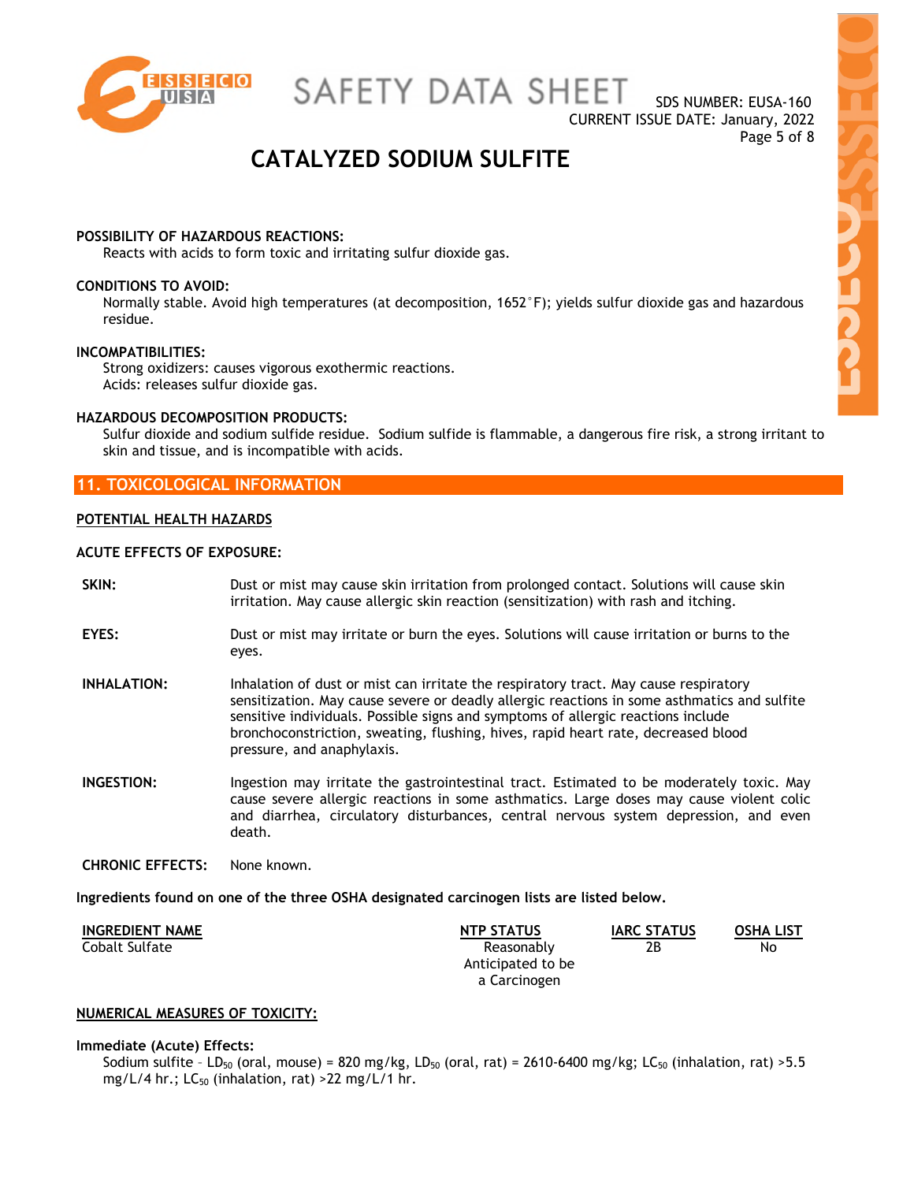**POSSIBILITY OF HAZARDOUS REACTIONS:**

Reacts with acids to form toxic and irritating sulfur dioxide gas.

**CONDITIONS TO AVOID:**

Normally stable. Avoid high temperatures (at decomposition, 1652°F); yields sulfur dioxide gas and hazardous residue.

**INCOMPATIBILITIES:**

Strong oxidizers: causes vigorous exothermic reactions.
Acids: releases sulfur dioxide gas.

**HAZARDOUS DECOMPOSITION PRODUCTS:**

Sulfur dioxide and sodium sulfide residue. Sodium sulfide is flammable, a dangerous fire risk, a strong irritant to skin and tissue, and is incompatible with acids.

## 11. TOXICOLOGICAL INFORMATION

**POTENTIAL HEALTH HAZARDS**

**ACUTE EFFECTS OF EXPOSURE:**

**SKIN:** Dust or mist may cause skin irritation from prolonged contact. Solutions will cause skin irritation. May cause allergic skin reaction (sensitization) with rash and itching.

**EYES:** Dust or mist may irritate or burn the eyes. Solutions will cause irritation or burns to the eyes.

**INHALATION:** Inhalation of dust or mist can irritate the respiratory tract. May cause respiratory sensitization. May cause severe or deadly allergic reactions in some asthmatics and sulfite sensitive individuals. Possible signs and symptoms of allergic reactions include bronchoconstriction, sweating, flushing, hives, rapid heart rate, decreased blood pressure, and anaphylaxis.

**INGESTION:** Ingestion may irritate the gastrointestinal tract. Estimated to be moderately toxic. May cause severe allergic reactions in some asthmatics. Large doses may cause violent colic and diarrhea, circulatory disturbances, central nervous system depression, and even death.

**CHRONIC EFFECTS:** None known.

**Ingredients found on one of the three OSHA designated carcinogen lists are listed below.**

| INGREDIENT NAME | NTP STATUS | IARC STATUS | OSHA LIST |
|---|---|---|---|
| Cobalt Sulfate | Reasonably Anticipated to be a Carcinogen | 2B | No |

**NUMERICAL MEASURES OF TOXICITY:**

**Immediate (Acute) Effects:**

Sodium sulfite – $LD_{50}$ (oral, mouse) = 820 mg/kg, $LD_{50}$ (oral, rat) = 2610-6400 mg/kg; $LC_{50}$ (inhalation, rat) >5.5 mg/L/4 hr.; $LC_{50}$ (inhalation, rat) >22 mg/L/1 hr.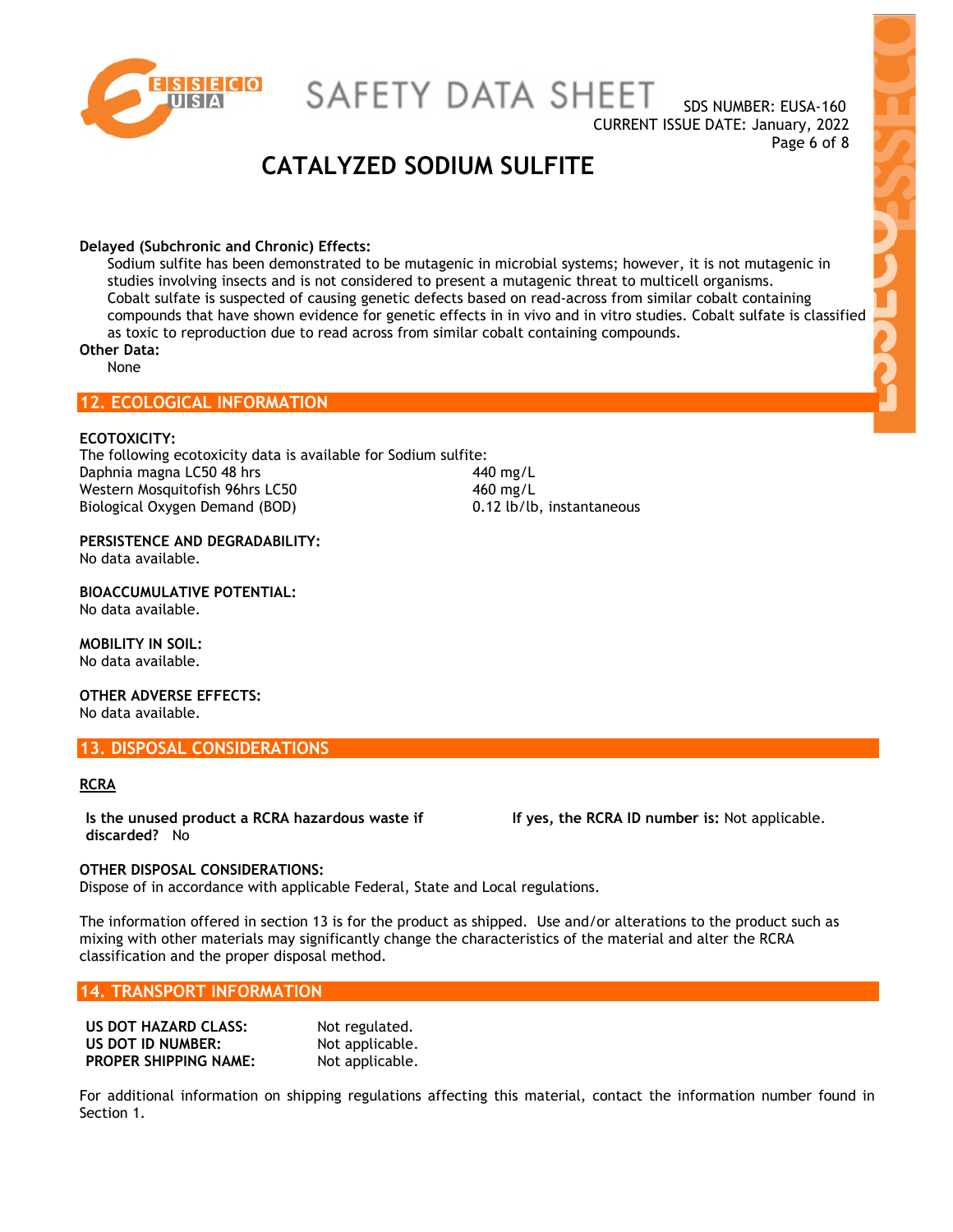**Delayed (Subchronic and Chronic) Effects:**

Sodium sulfite has been demonstrated to be mutagenic in microbial systems; however, it is not mutagenic in studies involving insects and is not considered to present a mutagenic threat to multicell organisms.
Cobalt sulfate is suspected of causing genetic defects based on read-across from similar cobalt containing compounds that have shown evidence for genetic effects in in vivo and in vitro studies. Cobalt sulfate is classified as toxic to reproduction due to read across from similar cobalt containing compounds.

**Other Data:**

None

## 12. ECOLOGICAL INFORMATION

**ECOTOXICITY:**

The following ecotoxicity data is available for Sodium sulfite:

| | |
|---|---|
| Daphnia magna LC50 48 hrs | 440 mg/L |
| Western Mosquitofish 96hrs LC50 | 460 mg/L |
| Biological Oxygen Demand (BOD) | 0.12 lb/lb, instantaneous |

**PERSISTENCE AND DEGRADABILITY:**
No data available.

**BIOACCUMULATIVE POTENTIAL:**
No data available.

**MOBILITY IN SOIL:**
No data available.

**OTHER ADVERSE EFFECTS:**
No data available.

## 13. DISPOSAL CONSIDERATIONS

**RCRA**

**Is the unused product a RCRA hazardous waste if discarded?** No

**If yes, the RCRA ID number is:** Not applicable.

**OTHER DISPOSAL CONSIDERATIONS:**
Dispose of in accordance with applicable Federal, State and Local regulations.

The information offered in section 13 is for the product as shipped. Use and/or alterations to the product such as mixing with other materials may significantly change the characteristics of the material and alter the RCRA classification and the proper disposal method.

## 14. TRANSPORT INFORMATION

| | |
|---|---|
| **US DOT HAZARD CLASS:** | Not regulated. |
| **US DOT ID NUMBER:** | Not applicable. |
| **PROPER SHIPPING NAME:** | Not applicable. |

For additional information on shipping regulations affecting this material, contact the information number found in Section 1.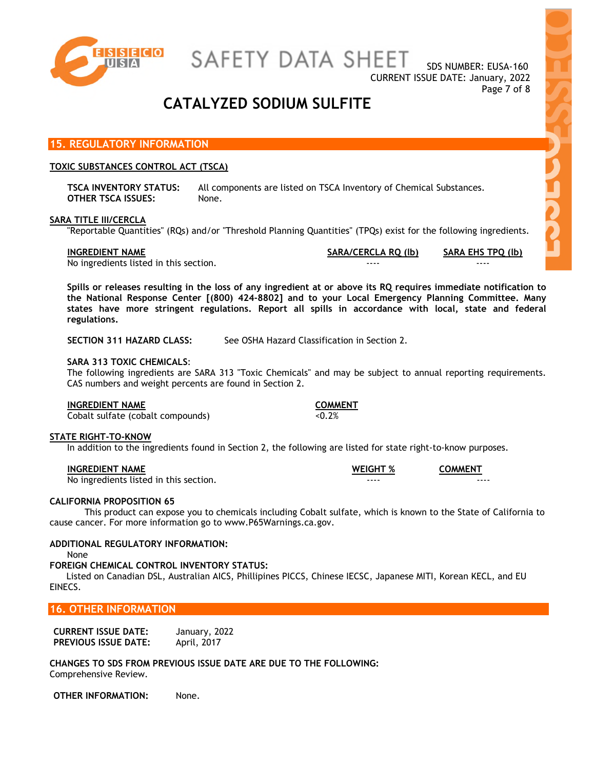## 15. REGULATORY INFORMATION

### TOXIC SUBSTANCES CONTROL ACT (TSCA)

**TSCA INVENTORY STATUS:** All components are listed on TSCA Inventory of Chemical Substances.
**OTHER TSCA ISSUES:** None.

### SARA TITLE III/CERCLA

"Reportable Quantities" (RQs) and/or "Threshold Planning Quantities" (TPQs) exist for the following ingredients.

| INGREDIENT NAME | SARA/CERCLA RQ (lb) | SARA EHS TPQ (lb) |
|---|---|---|
| No ingredients listed in this section. | ---- | ---- |

**Spills or releases resulting in the loss of any ingredient at or above its RQ requires immediate notification to the National Response Center [(800) 424-8802] and to your Local Emergency Planning Committee. Many states have more stringent regulations. Report all spills in accordance with local, state and federal regulations.**

**SECTION 311 HAZARD CLASS:** See OSHA Hazard Classification in Section 2.

**SARA 313 TOXIC CHEMICALS**:
The following ingredients are SARA 313 "Toxic Chemicals" and may be subject to annual reporting requirements. CAS numbers and weight percents are found in Section 2.

| INGREDIENT NAME | COMMENT |
|---|---|
| Cobalt sulfate (cobalt compounds) | <0.2% |

### STATE RIGHT-TO-KNOW

In addition to the ingredients found in Section 2, the following are listed for state right-to-know purposes.

| INGREDIENT NAME | WEIGHT % | COMMENT |
|---|---|---|
| No ingredients listed in this section. | ---- | ---- |

**CALIFORNIA PROPOSITION 65**

This product can expose you to chemicals including Cobalt sulfate, which is known to the State of California to cause cancer. For more information go to www.P65Warnings.ca.gov.

**ADDITIONAL REGULATORY INFORMATION:**

None

**FOREIGN CHEMICAL CONTROL INVENTORY STATUS:**

Listed on Canadian DSL, Australian AICS, Phillipines PICCS, Chinese IECSC, Japanese MITI, Korean KECL, and EU EINECS.

## 16. OTHER INFORMATION

**CURRENT ISSUE DATE:** January, 2022
**PREVIOUS ISSUE DATE:** April, 2017

**CHANGES TO SDS FROM PREVIOUS ISSUE DATE ARE DUE TO THE FOLLOWING:**
Comprehensive Review.

**OTHER INFORMATION:** None.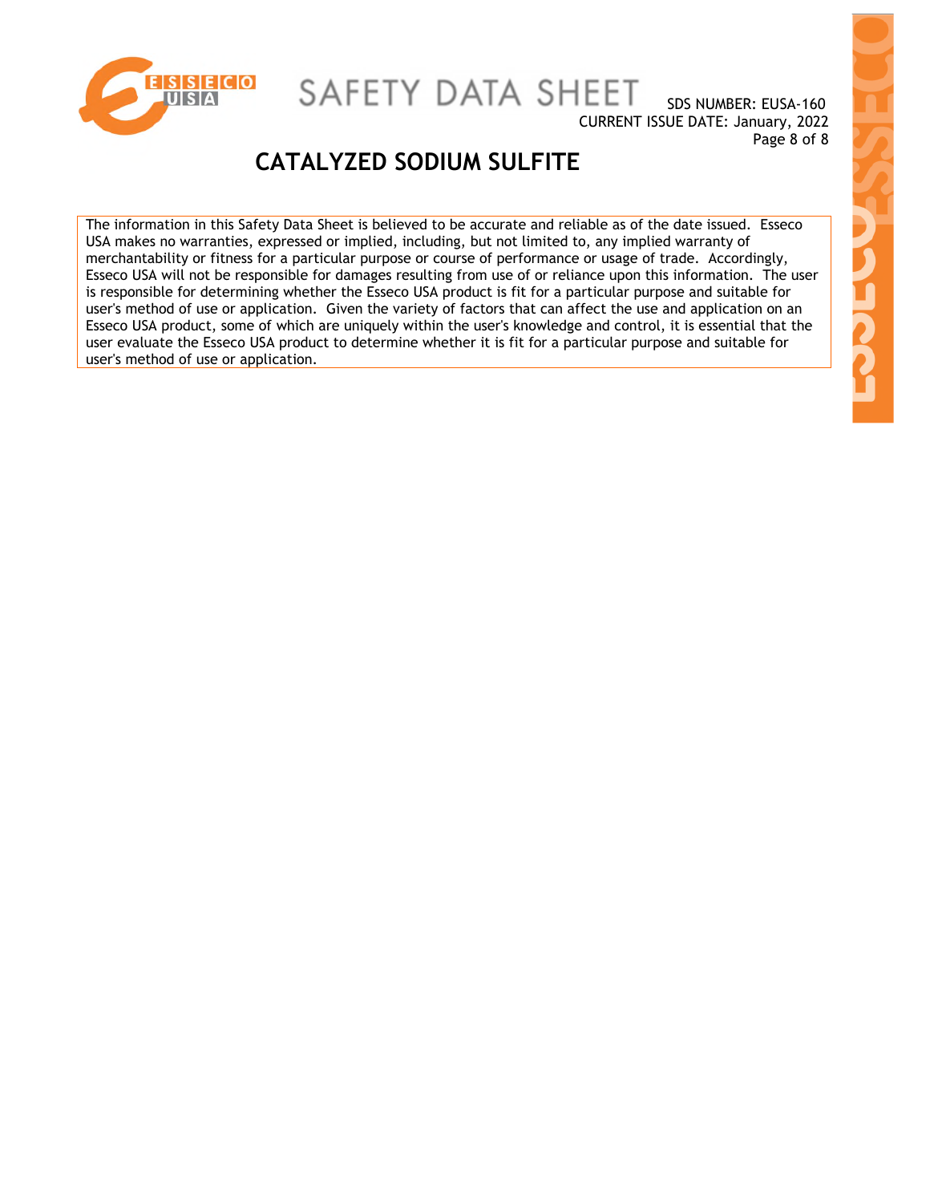The information in this Safety Data Sheet is believed to be accurate and reliable as of the date issued. Esseco USA makes no warranties, expressed or implied, including, but not limited to, any implied warranty of merchantability or fitness for a particular purpose or course of performance or usage of trade. Accordingly, Esseco USA will not be responsible for damages resulting from use of or reliance upon this information. The user is responsible for determining whether the Esseco USA product is fit for a particular purpose and suitable for user's method of use or application. Given the variety of factors that can affect the use and application on an Esseco USA product, some of which are uniquely within the user's knowledge and control, it is essential that the user evaluate the Esseco USA product to determine whether it is fit for a particular purpose and suitable for user's method of use or application.